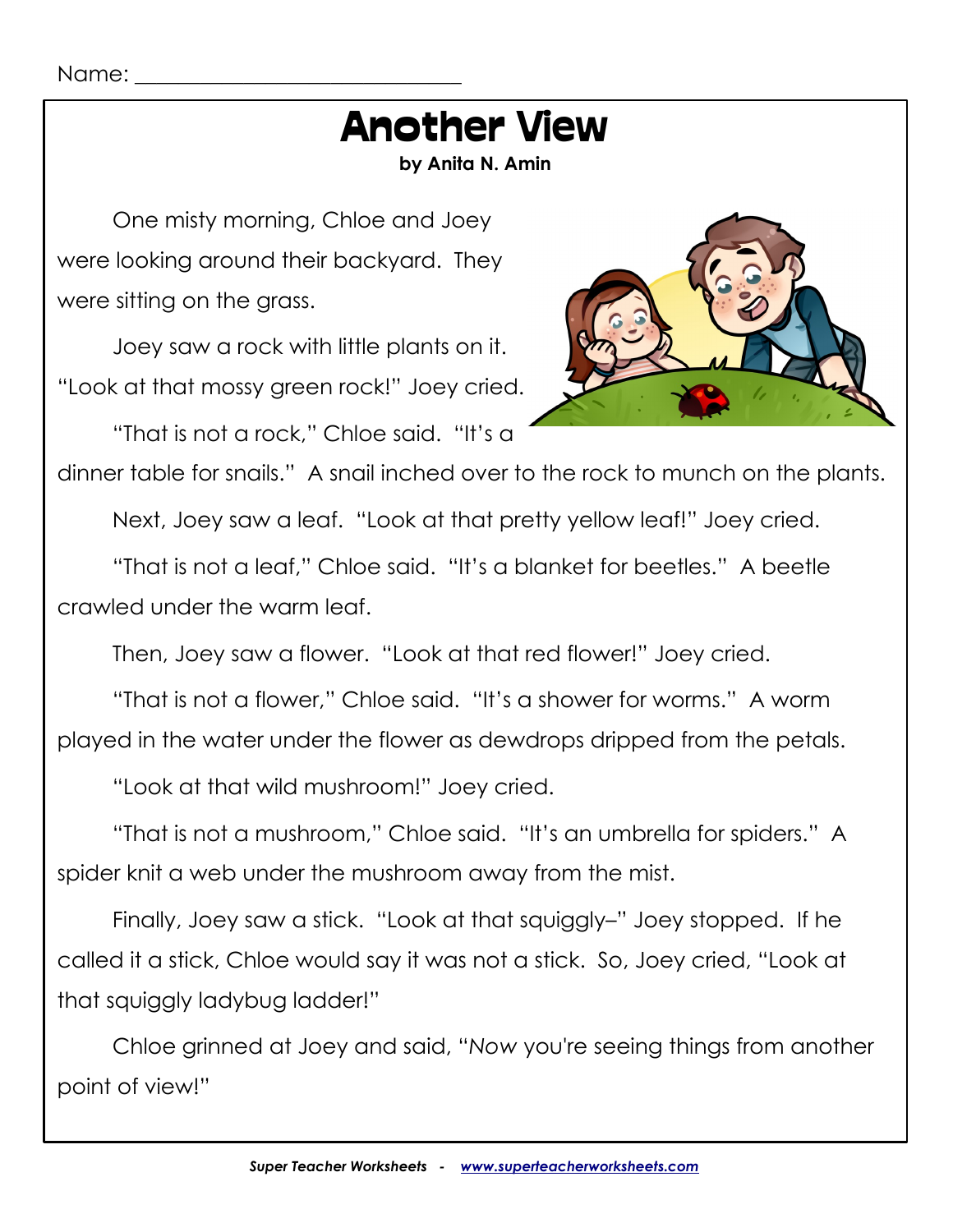Name: ______________________________

# Another View

**by Anita N. Amin**

One misty morning, Chloe and Joey were looking around their backyard. They were sitting on the grass.

Joey saw a rock with little plants on it. "Look at that mossy green rock!" Joey cried.

"That is not a rock," Chloe said. "It's a dinner table for snails." A snail inched over to the rock to munch on the plants.

Next, Joey saw a leaf. "Look at that pretty yellow leaf!" Joey cried.

"That is not a leaf," Chloe said. "It's a blanket for beetles." A beetle crawled under the warm leaf.

Then, Joey saw a flower. "Look at that red flower!" Joey cried.

"That is not a flower," Chloe said. "It's a shower for worms." A worm played in the water under the flower as dewdrops dripped from the petals.

"Look at that wild mushroom!" Joey cried.

"That is not a mushroom," Chloe said. "It's an umbrella for spiders." A spider knit a web under the mushroom away from the mist.

Finally, Joey saw a stick. "Look at that squiggly–" Joey stopped. If he called it a stick, Chloe would say it was not a stick. So, Joey cried, "Look at that squiggly ladybug ladder!"

Chloe grinned at Joey and said, "*Now* you're seeing things from another point of view!"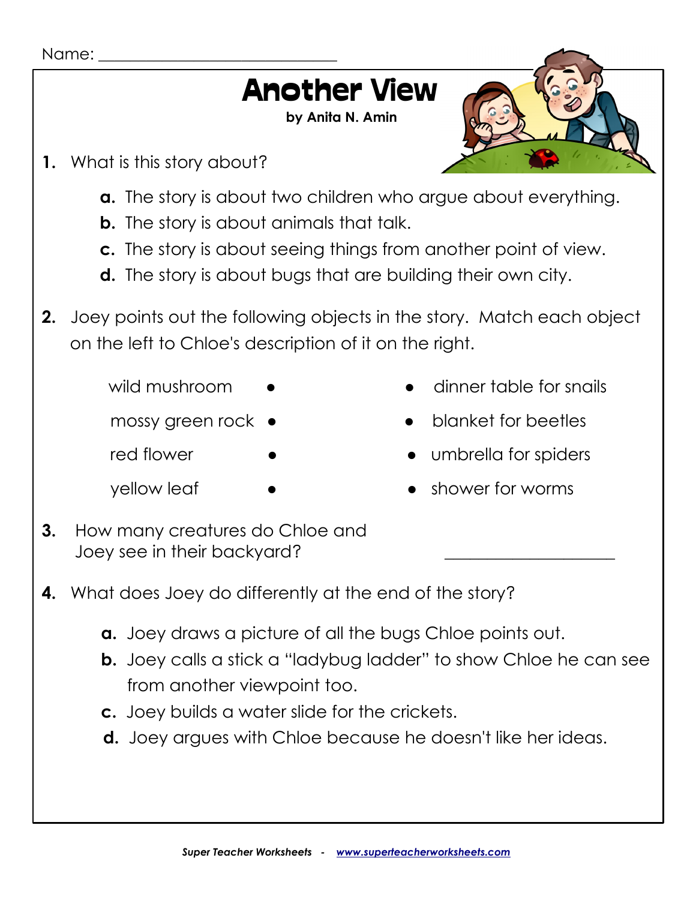Name: ______________________________

# Another View

**by Anita N. Amin**

**1.** What is this story about?

- **a.** The story is about two children who argue about everything.
- **b.** The story is about animals that talk.
- **c.** The story is about seeing things from another point of view.
- **d.** The story is about bugs that are building their own city.

**2.** Joey points out the following objects in the story. Match each object on the left to Chloe's description of it on the right.

| | |
|---|---|
| wild mushroom • | • dinner table for snails |
| mossy green rock • | • blanket for beetles |
| red flower • | • umbrella for spiders |
| yellow leaf • | • shower for worms |

**3.** How many creatures do Chloe and Joey see in their backyard? ____________________

**4.** What does Joey do differently at the end of the story?

- **a.** Joey draws a picture of all the bugs Chloe points out.
- **b.** Joey calls a stick a "ladybug ladder" to show Chloe he can see from another viewpoint too.
- **c.** Joey builds a water slide for the crickets.
- **d.** Joey argues with Chloe because he doesn't like her ideas.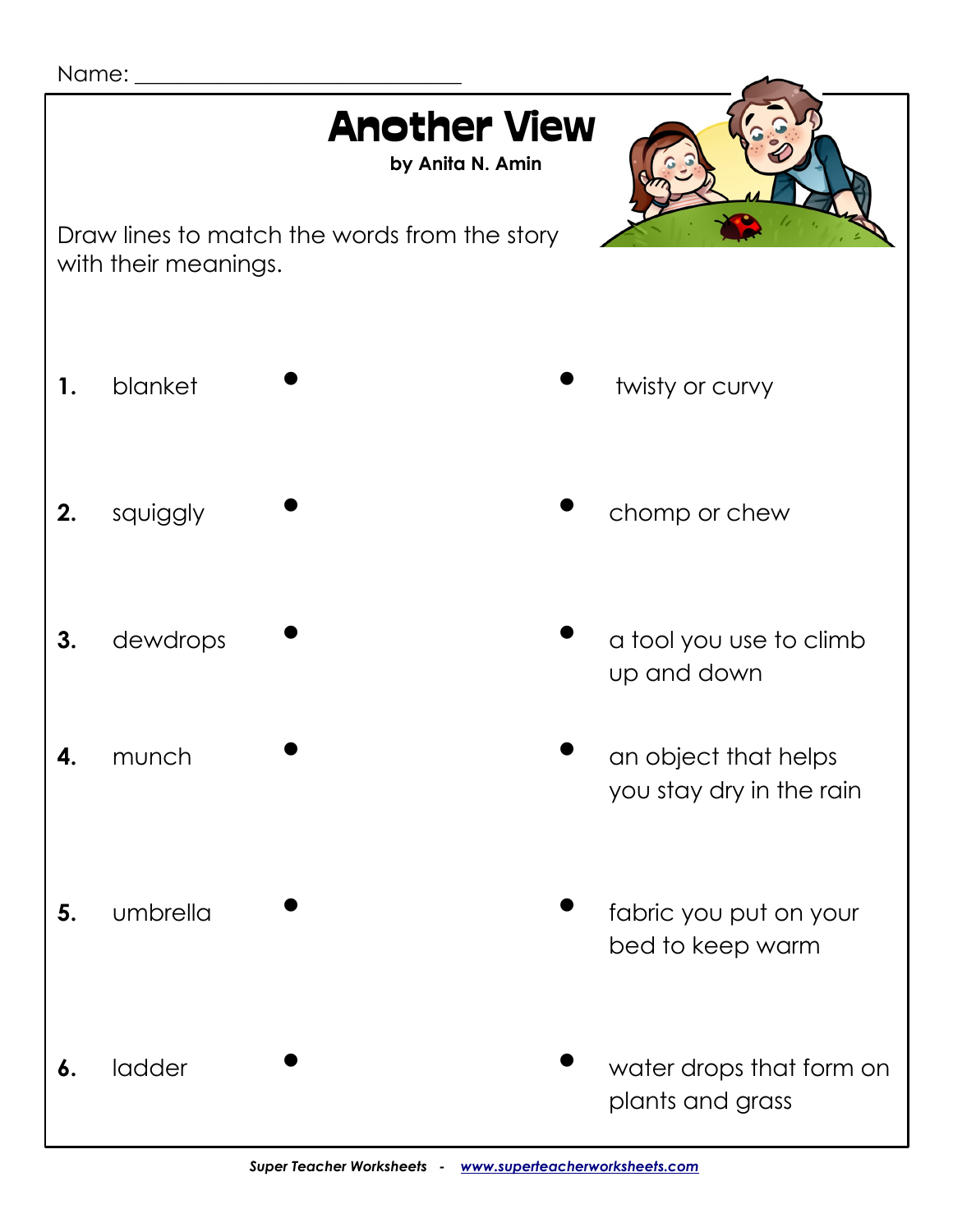Name: ___________________________

# Another View

**by Anita N. Amin**

Draw lines to match the words from the story with their meanings.

| | Word | | Meaning |
| --- | --- | --- | --- |
| **1.** | blanket | | twisty or curvy |
| **2.** | squiggly | | chomp or chew |
| **3.** | dewdrops | | a tool you use to climb up and down |
| **4.** | munch | | an object that helps you stay dry in the rain |
| **5.** | umbrella | | fabric you put on your bed to keep warm |
| **6.** | ladder | | water drops that form on plants and grass |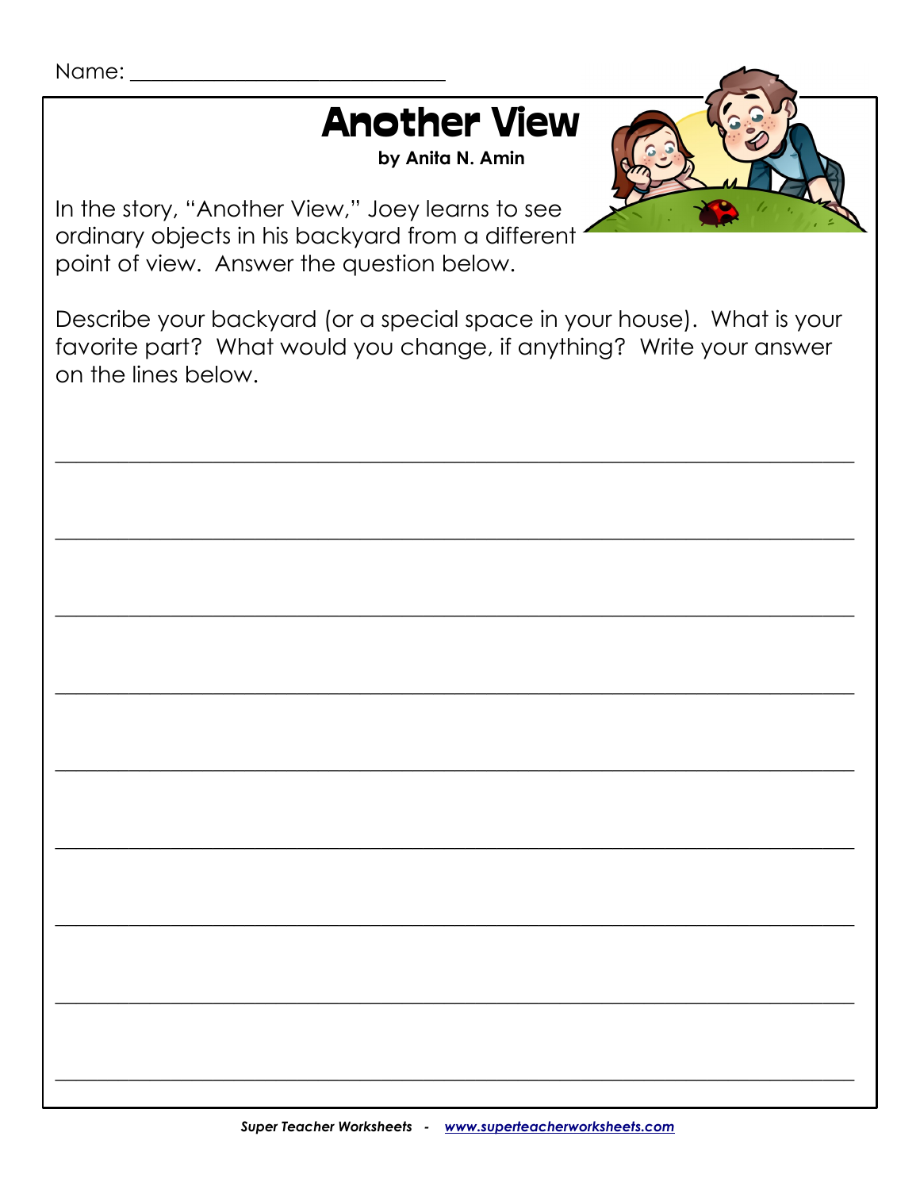Name: ______________________________

# Another View

**by Anita N. Amin**

In the story, "Another View," Joey learns to see ordinary objects in his backyard from a different point of view. Answer the question below.

Describe your backyard (or a special space in your house). What is your favorite part? What would you change, if anything? Write your answer on the lines below.

________________________________________________________________________

________________________________________________________________________

________________________________________________________________________

________________________________________________________________________

________________________________________________________________________

________________________________________________________________________

________________________________________________________________________

________________________________________________________________________

________________________________________________________________________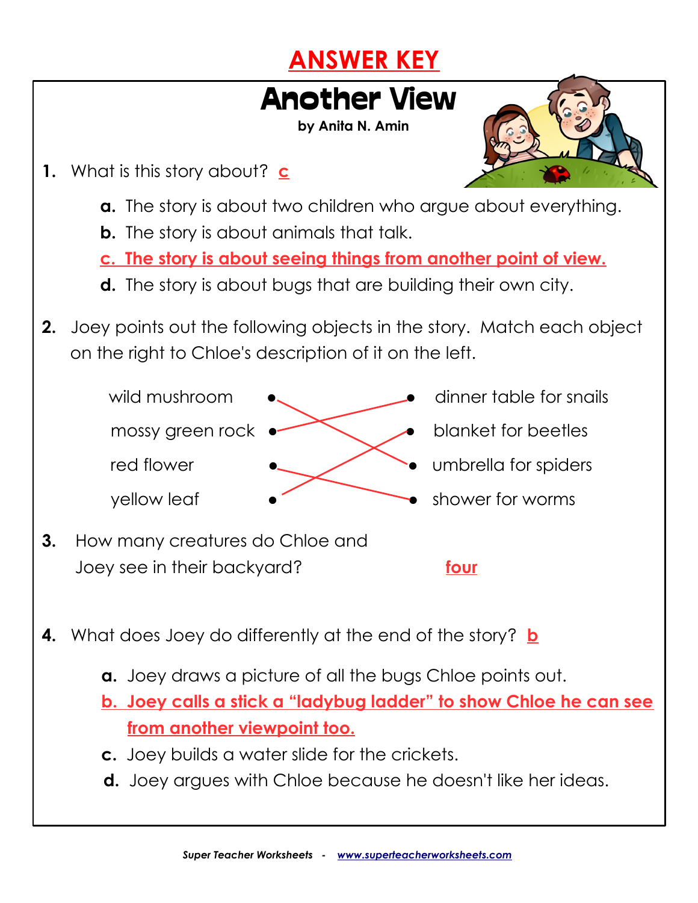# ANSWER KEY

## Another View

**by Anita N. Amin**

1. What is this story about? **c**

   **a.** The story is about two children who argue about everything.
   **b.** The story is about animals that talk.
   **c. The story is about seeing things from another point of view.**
   **d.** The story is about bugs that are building their own city.

2. Joey points out the following objects in the story. Match each object on the right to Chloe's description of it on the left.

| Object | Description |
| --- | --- |
| wild mushroom | dinner table for snails |
| mossy green rock | blanket for beetles |
| red flower | umbrella for spiders |
| yellow leaf | shower for worms |

3. How many creatures do Chloe and Joey see in their backyard? **four**

4. What does Joey do differently at the end of the story? **b**

   **a.** Joey draws a picture of all the bugs Chloe points out.
   **b. Joey calls a stick a "ladybug ladder" to show Chloe he can see from another viewpoint too.**
   **c.** Joey builds a water slide for the crickets.
   **d.** Joey argues with Chloe because he doesn't like her ideas.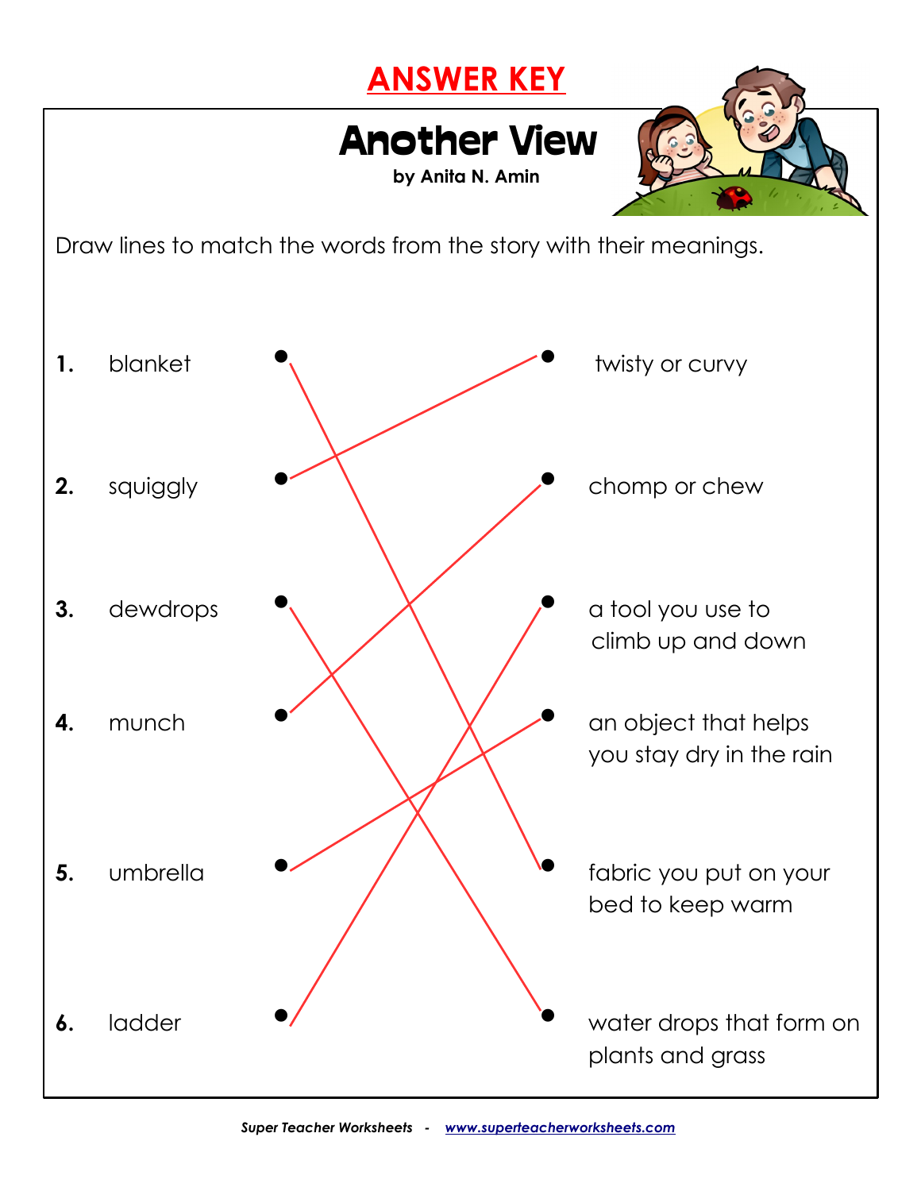# ANSWER KEY

## Another View

**by Anita N. Amin**

Draw lines to match the words from the story with their meanings.

| | |
|---|---|
| **1.** blanket | twisty or curvy |
| **2.** squiggly | chomp or chew |
| **3.** dewdrops | a tool you use to climb up and down |
| **4.** munch | an object that helps you stay dry in the rain |
| **5.** umbrella | fabric you put on your bed to keep warm |
| **6.** ladder | water drops that form on plants and grass |